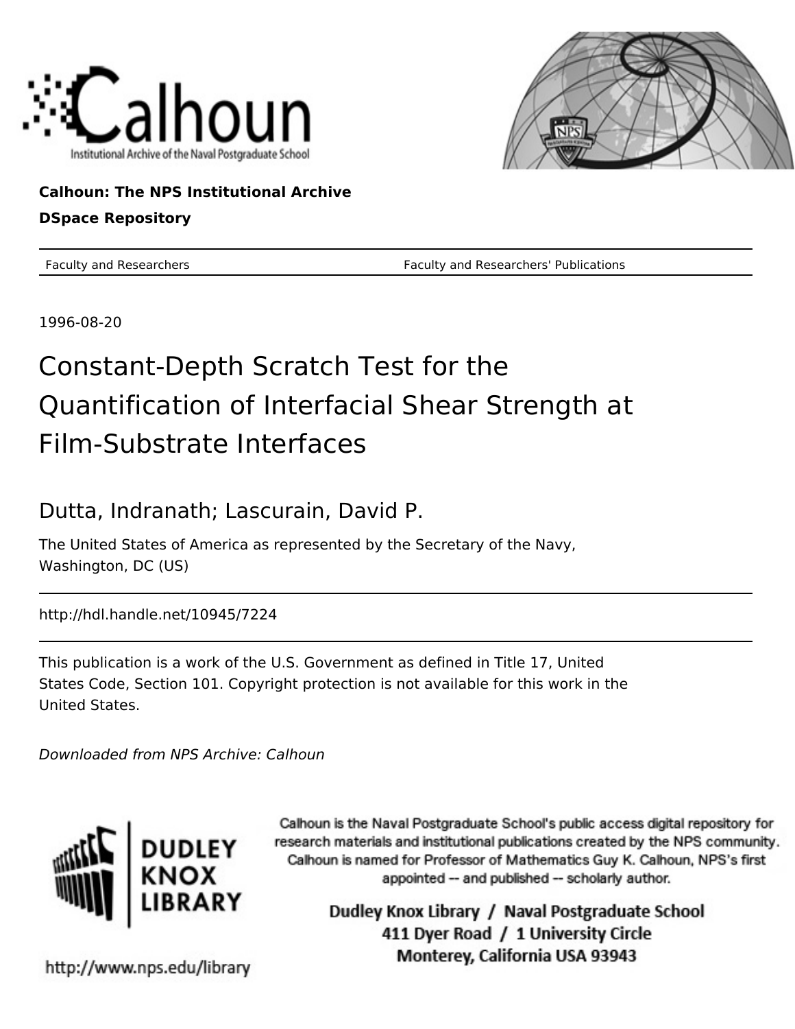Calhoun: The NPS Institutional Archive

DSpace Repository

Faculty and Researchers — Faculty and Researchers' Publications

1996-08-20

# Constant-Depth Scratch Test for the Quantification of Interfacial Shear Strength at Film-Substrate Interfaces

Dutta, Indranath; Lascurain, David P.

The United States of America as represented by the Secretary of the Navy, Washington, DC (US)

http://hdl.handle.net/10945/7224

This publication is a work of the U.S. Government as defined in Title 17, United States Code, Section 101. Copyright protection is not available for this work in the United States.

*Downloaded from NPS Archive: Calhoun*

Calhoun is the Naval Postgraduate School's public access digital repository for research materials and institutional publications created by the NPS community. Calhoun is named for Professor of Mathematics Guy K. Calhoun, NPS's first appointed -- and published -- scholarly author.

Dudley Knox Library / Naval Postgraduate School
411 Dyer Road / 1 University Circle
Monterey, California USA 93943

http://www.nps.edu/library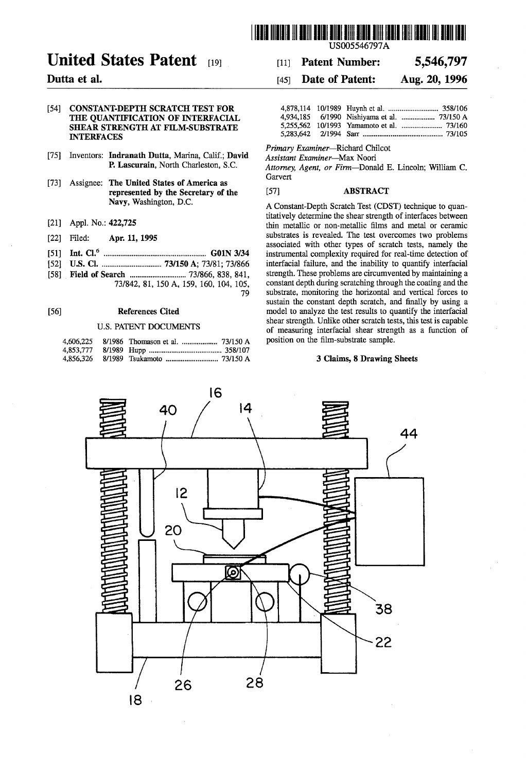# United States Patent [19]

**Dutta et al.**

[11] **Patent Number: 5,546,797**

[45] **Date of Patent: Aug. 20, 1996**

US005546797A

[54] **CONSTANT-DEPTH SCRATCH TEST FOR THE QUANTIFICATION OF INTERFACIAL SHEAR STRENGTH AT FILM-SUBSTRATE INTERFACES**

[75] Inventors: **Indranath Dutta**, Marina, Calif.; **David P. Lascurain**, North Charleston, S.C.

[73] Assignee: **The United States of America as represented by the Secretary of the Navy**, Washington, D.C.

[21] Appl. No.: **422,725**

[22] Filed: **Apr. 11, 1995**

[51] **Int. Cl.**[6] ...................................................... **G01N 3/34**

[52] **U.S. Cl.** ................................ **73/150 A**; 73/81; 73/866

[58] **Field of Search** ............................ 73/866, 838, 841, 73/842, 81, 150 A, 159, 160, 104, 105, 79

[56] **References Cited**

U.S. PATENT DOCUMENTS

| | | | |
|---|---|---|---|
| 4,606,225 | 8/1986 | Thomason et al. | 73/150 A |
| 4,853,777 | 8/1989 | Hupp | 358/107 |
| 4,856,326 | 8/1989 | Tsukamoto | 73/150 A |
| 4,878,114 | 10/1989 | Huynh et al. | 358/106 |
| 4,934,185 | 6/1990 | Nishiyama et al. | 73/150 A |
| 5,255,562 | 10/1993 | Yamamoto et al. | 73/160 |
| 5,283,642 | 2/1994 | Sarr | 73/105 |

*Primary Examiner*—Richard Chilcot
*Assistant Examiner*—Max Noori
*Attorney, Agent, or Firm*—Donald E. Lincoln; William C. Garvert

[57] **ABSTRACT**

A Constant-Depth Scratch Test (CDST) technique to quantitatively determine the shear strength of interfaces between thin metallic or non-metallic films and metal or ceramic substrates is revealed. The test overcomes two problems associated with other types of scratch tests, namely the instrumental complexity required for real-time detection of interfacial failure, and the inability to quantify interfacial strength. These problems are circumvented by maintaining a constant depth during scratching through the coating and the substrate, monitoring the horizontal and vertical forces to sustain the constant depth scratch, and finally by using a model to analyze the test results to quantify the interfacial shear strength. Unlike other scratch tests, this test is capable of measuring interfacial shear strength as a function of position on the film-substrate sample.

**3 Claims, 8 Drawing Sheets**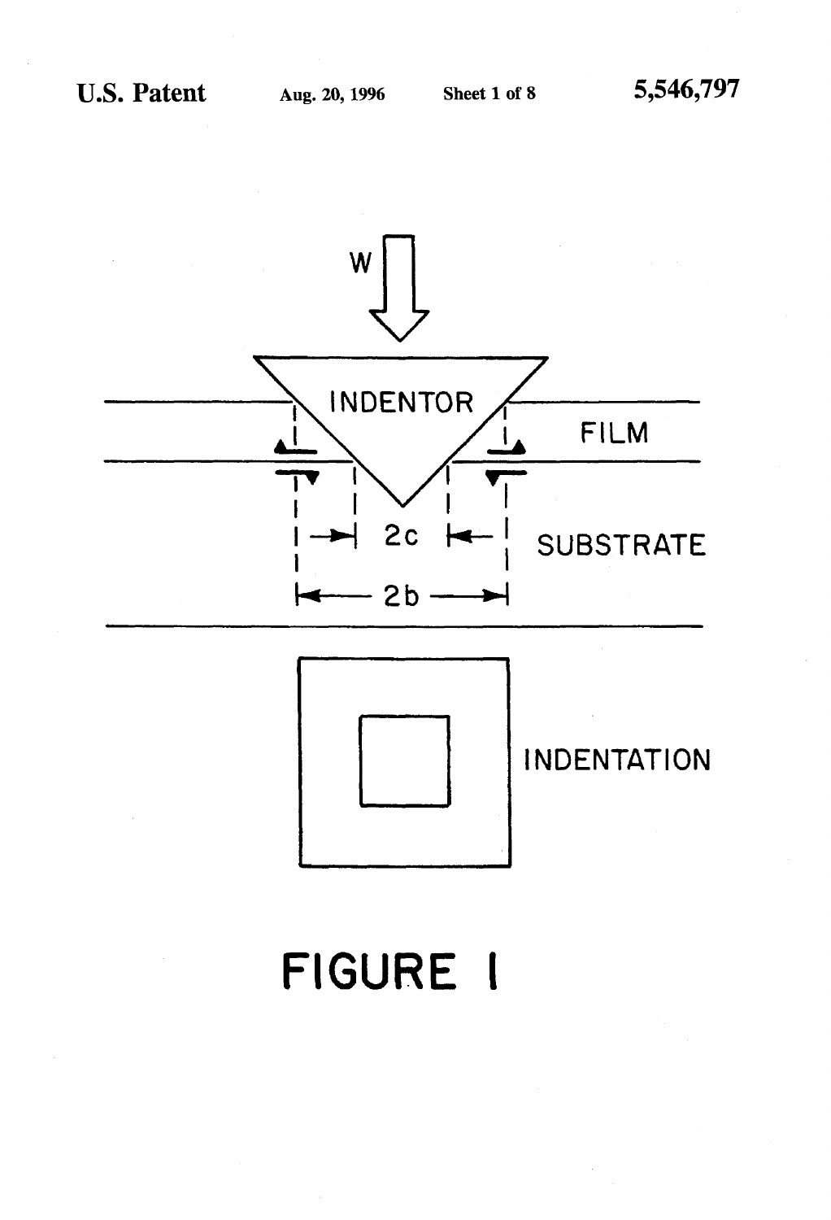FIGURE 1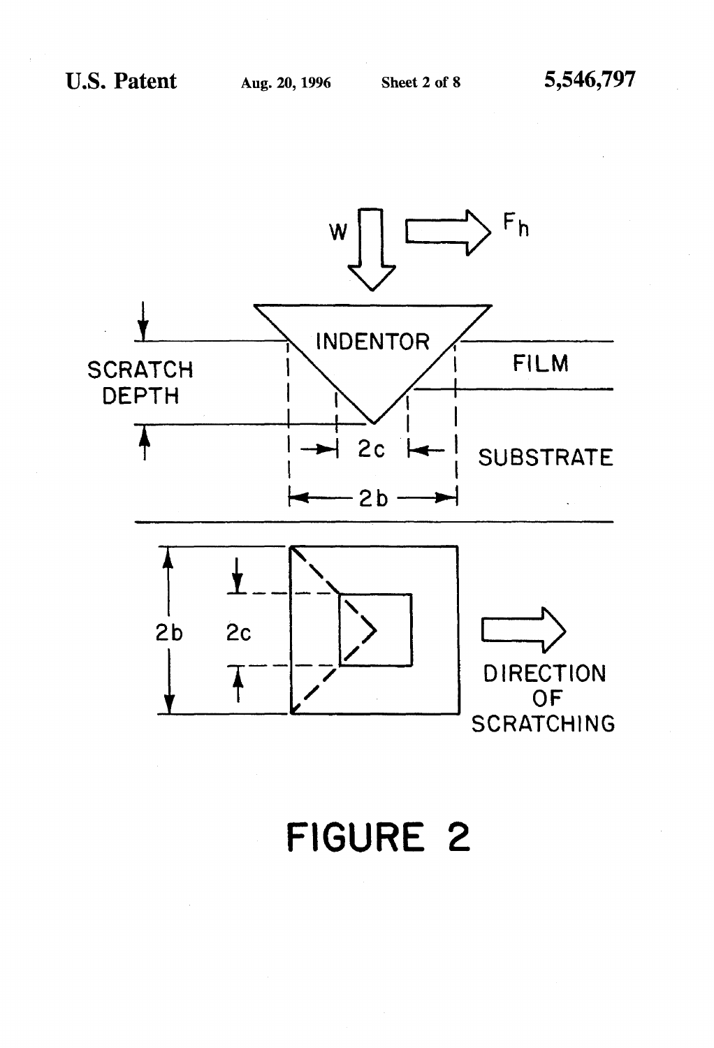W

$F_h$

SCRATCH DEPTH

INDENTOR

FILM

SUBSTRATE

2c

2b

2b

2c

DIRECTION OF SCRATCHING

# FIGURE 2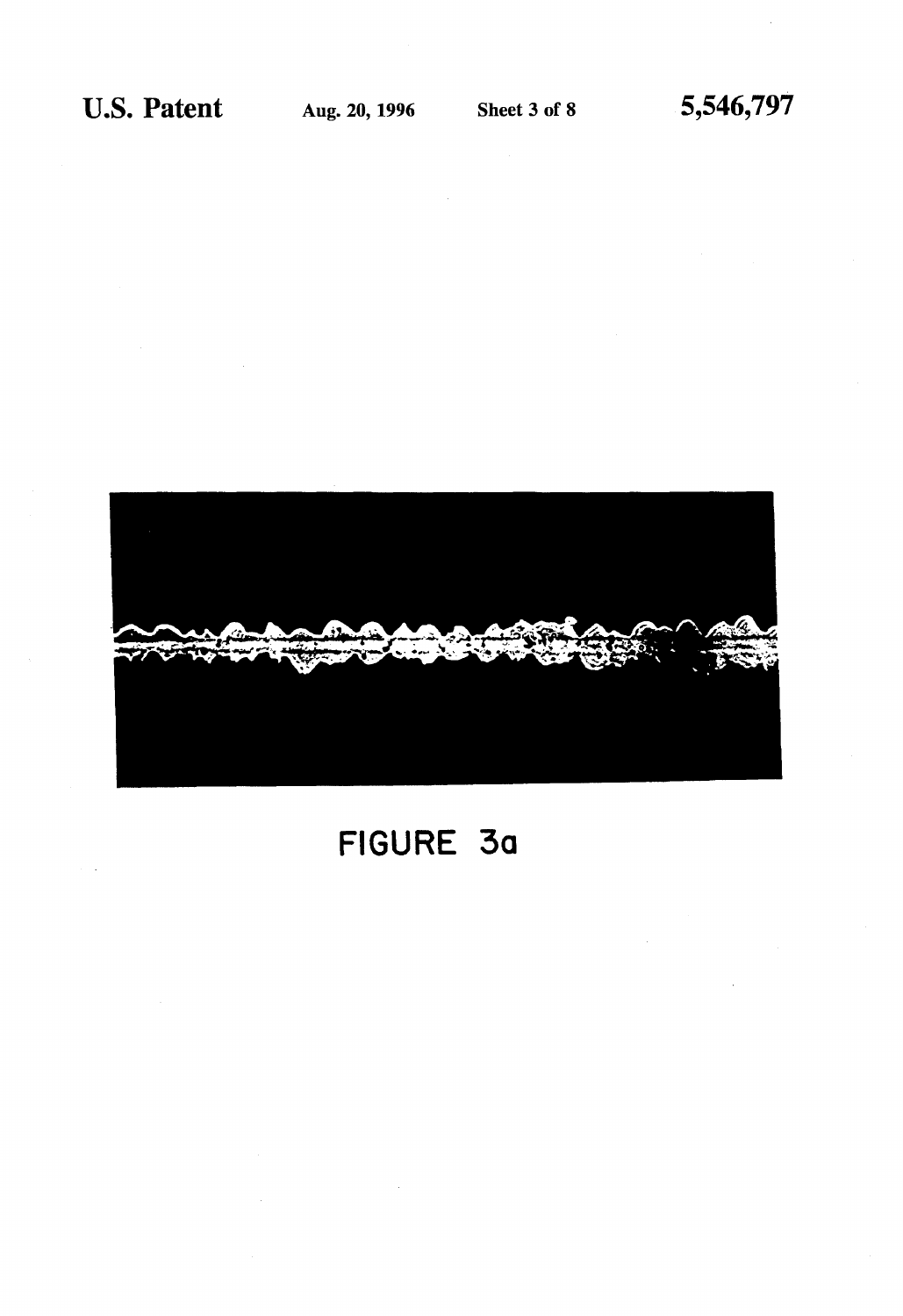FIGURE 3a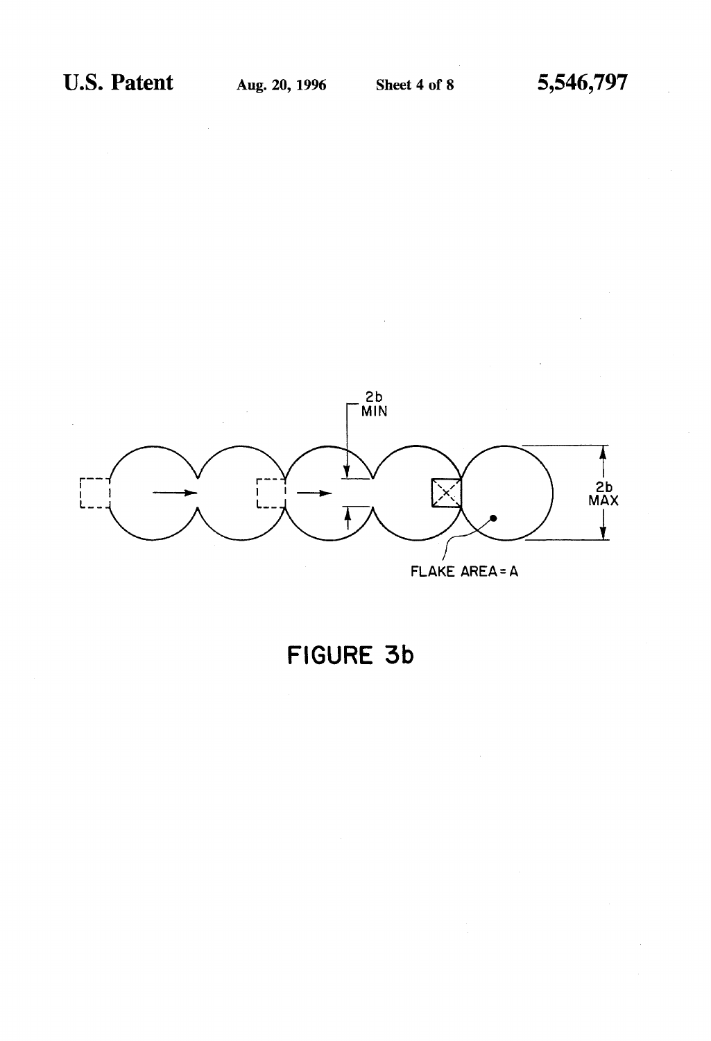2b
MIN

2b
MAX

FLAKE AREA = A

FIGURE 3b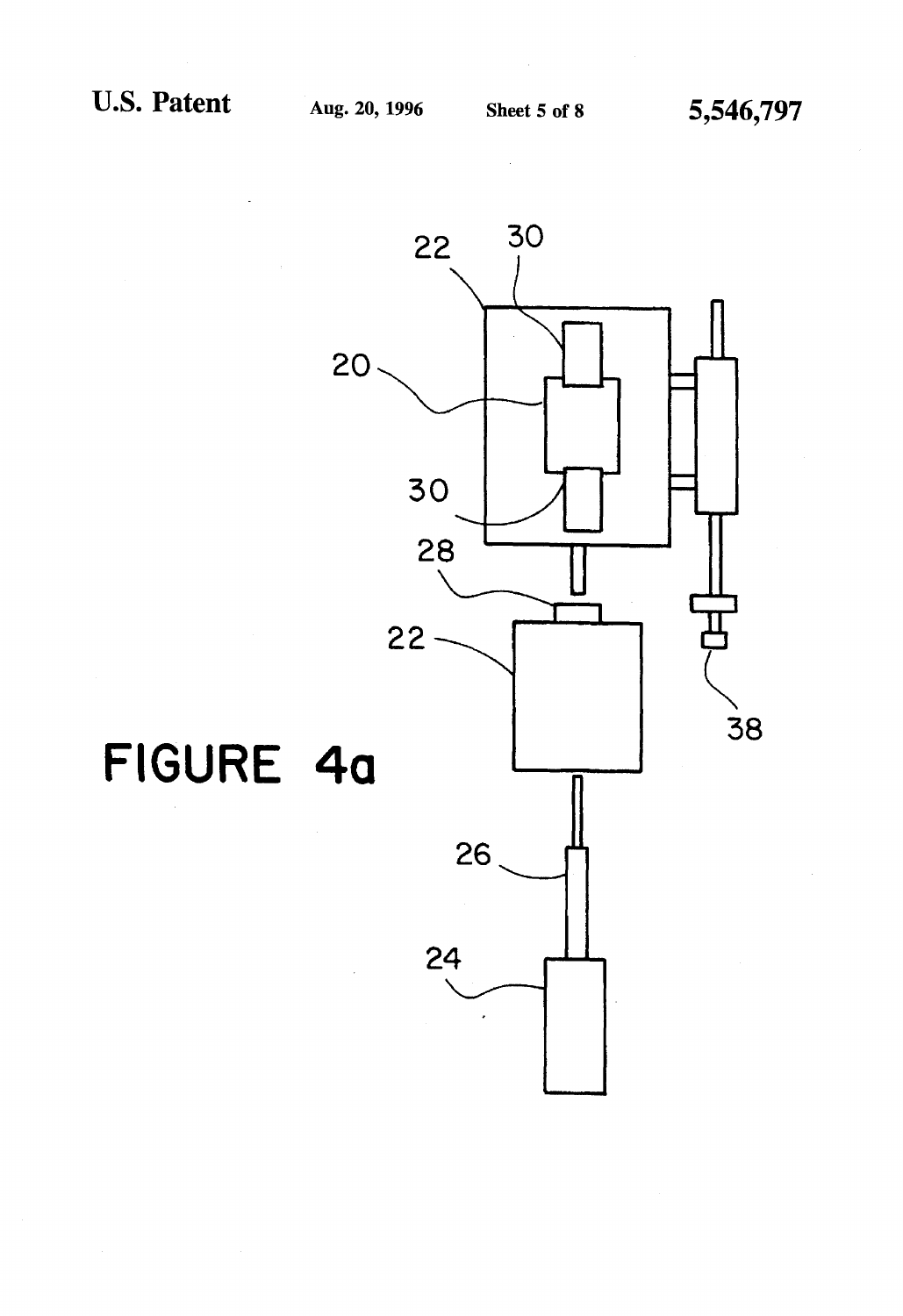FIGURE 4a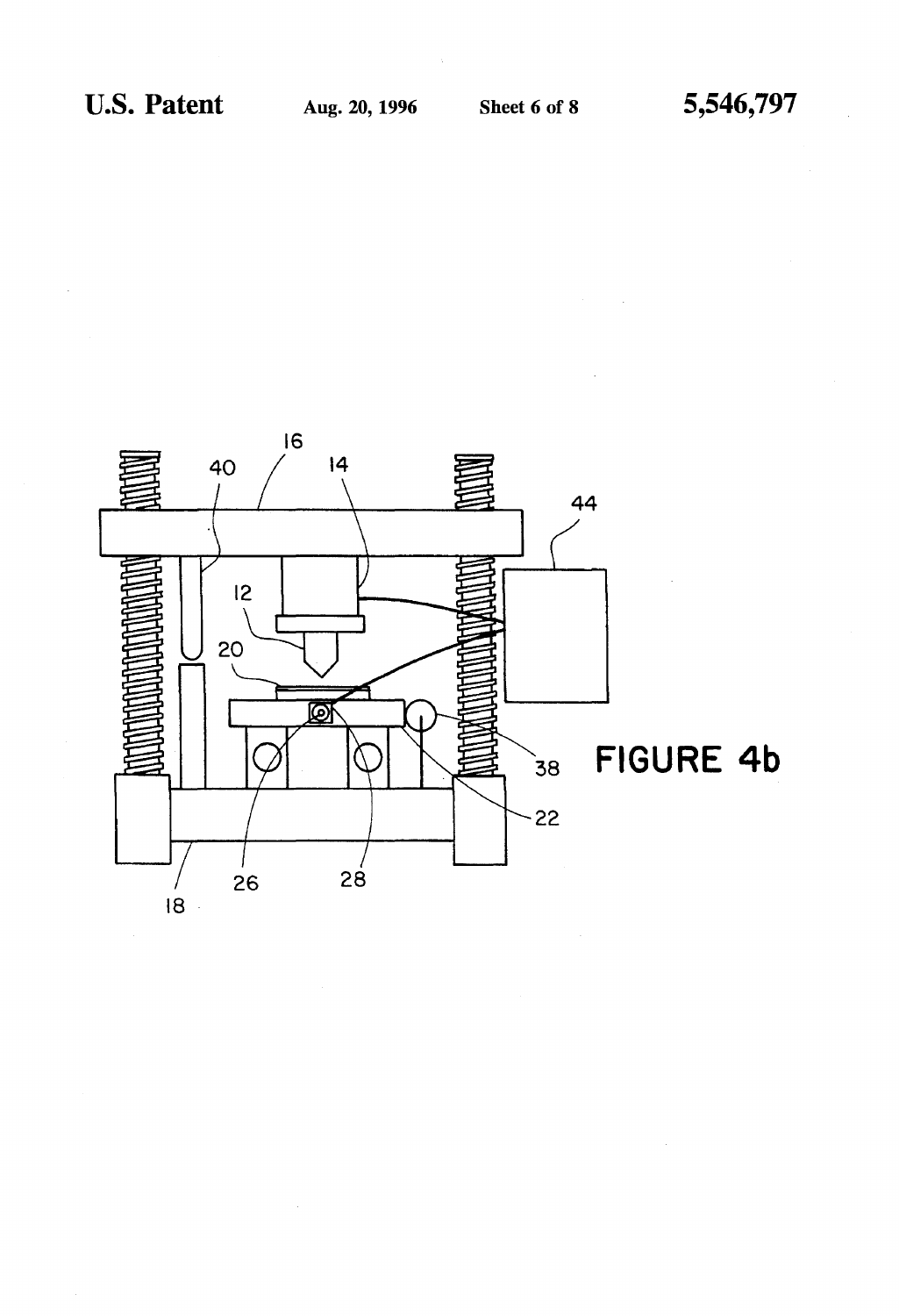FIGURE 4b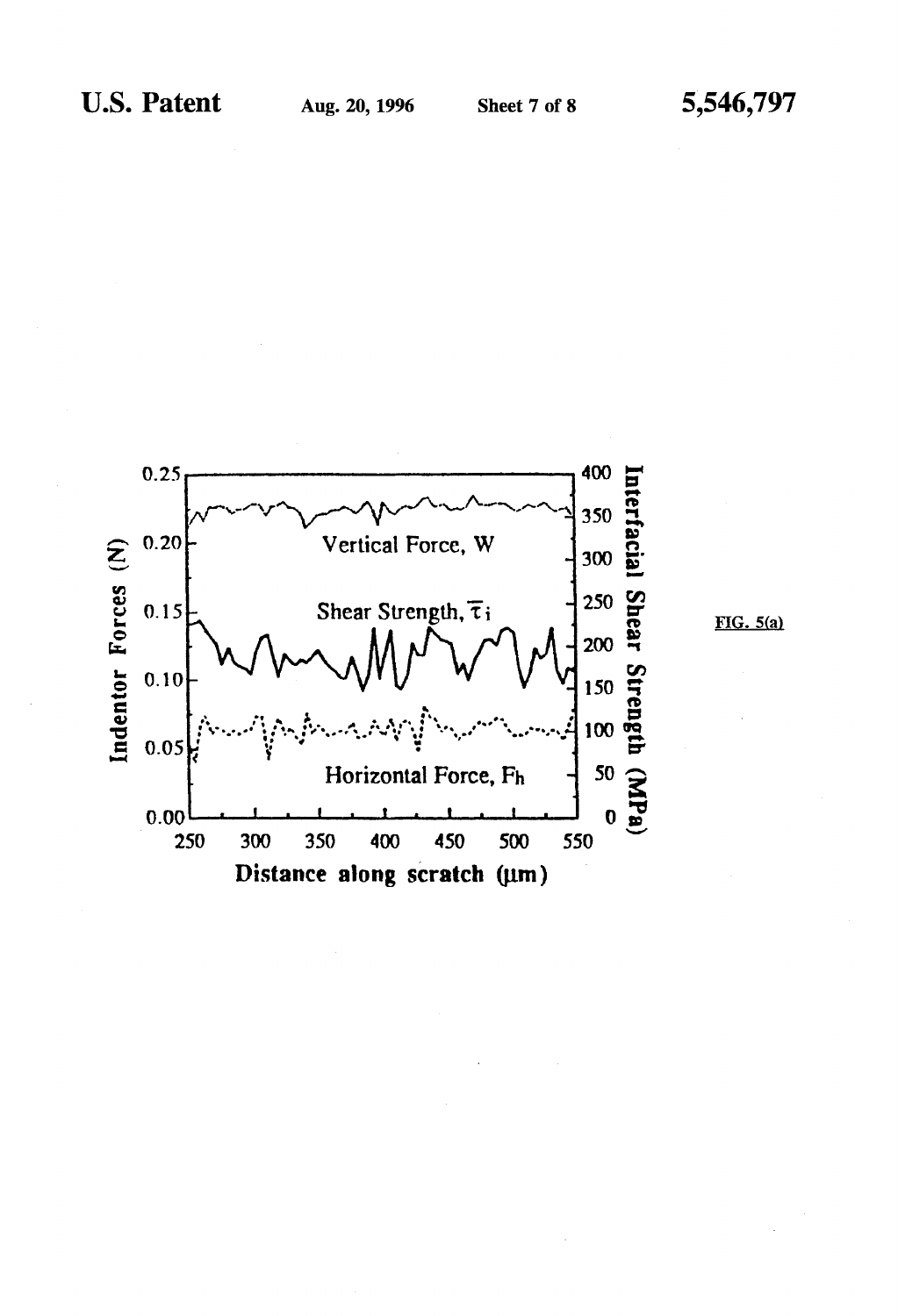FIG. 5(a)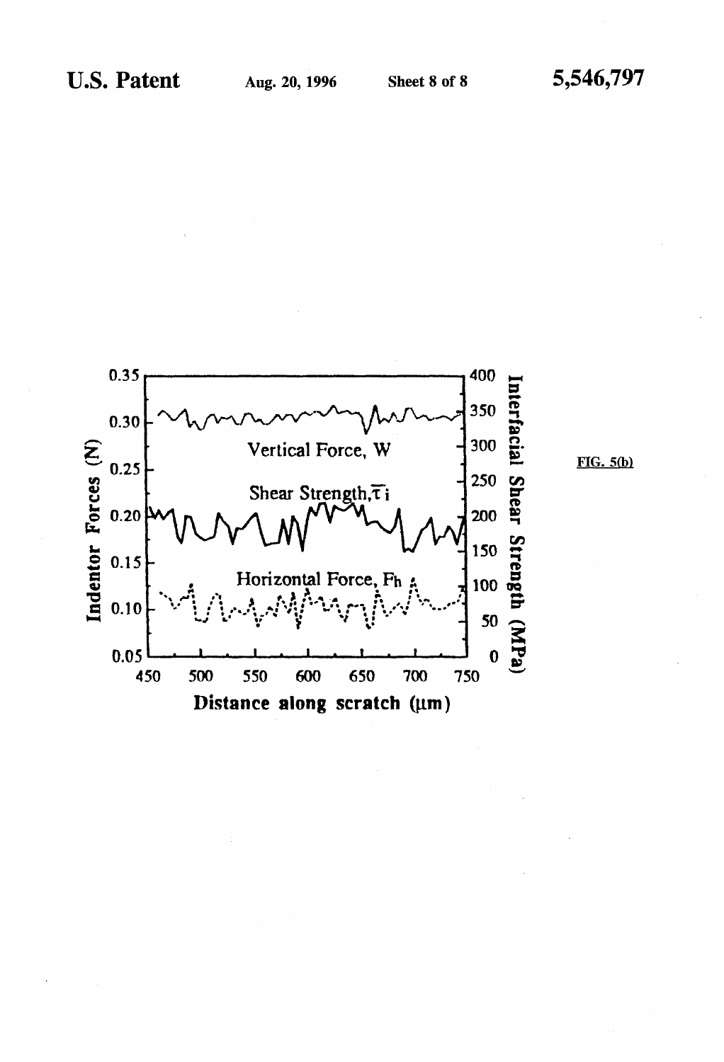FIG. 5(b)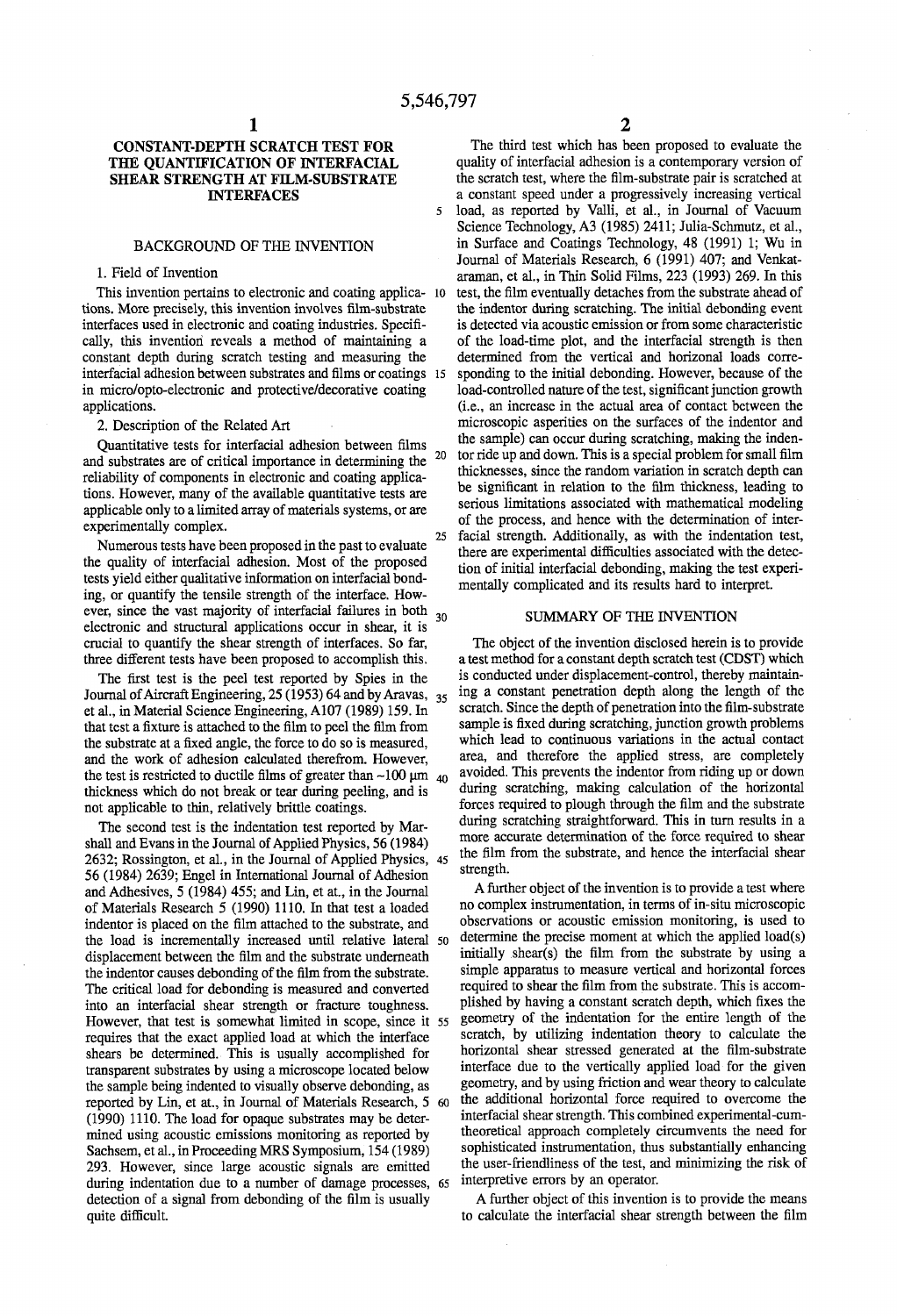# CONSTANT-DEPTH SCRATCH TEST FOR THE QUANTIFICATION OF INTERFACIAL SHEAR STRENGTH AT FILM-SUBSTRATE INTERFACES

## BACKGROUND OF THE INVENTION

### 1. Field of Invention

This invention pertains to electronic and coating applications. More precisely, this invention involves film-substrate interfaces used in electronic and coating industries. Specifically, this invention reveals a method of maintaining a constant depth during scratch testing and measuring the interfacial adhesion between substrates and films or coatings in micro/opto-electronic and protective/decorative coating applications.

### 2. Description of the Related Art

Quantitative tests for interfacial adhesion between films and substrates are of critical importance in determining the reliability of components in electronic and coating applications. However, many of the available quantitative tests are applicable only to a limited array of materials systems, or are experimentally complex.

Numerous tests have been proposed in the past to evaluate the quality of interfacial adhesion. Most of the proposed tests yield either qualitative information on interfacial bonding, or quantify the tensile strength of the interface. However, since the vast majority of interfacial failures in both electronic and structural applications occur in shear, it is crucial to quantify the shear strength of interfaces. So far, three different tests have been proposed to accomplish this.

The first test is the peel test reported by Spies in the Journal of Aircraft Engineering, 25 (1953) 64 and by Aravas, et al., in Material Science Engineering, A107 (1989) 159. In that test a fixture is attached to the film to peel the film from the substrate at a fixed angle, the force to do so is measured, and the work of adhesion calculated therefrom. However, the test is restricted to ductile films of greater than ~100 μm thickness which do not break or tear during peeling, and is not applicable to thin, relatively brittle coatings.

The second test is the indentation test reported by Marshall and Evans in the Journal of Applied Physics, 56 (1984) 2632; Rossington, et al., in the Journal of Applied Physics, 56 (1984) 2639; Engel in International Journal of Adhesion and Adhesives, 5 (1984) 455; and Lin, et at., in the Journal of Materials Research 5 (1990) 1110. In that test a loaded indentor is placed on the film attached to the substrate, and the load is incrementally increased until relative lateral displacement between the film and the substrate underneath the indentor causes debonding of the film from the substrate. The critical load for debonding is measured and converted into an interfacial shear strength or fracture toughness. However, that test is somewhat limited in scope, since it requires that the exact applied load at which the interface shears be determined. This is usually accomplished for transparent substrates by using a microscope located below the sample being indented to visually observe debonding, as reported by Lin, et at., in Journal of Materials Research, 5 (1990) 1110. The load for opaque substrates may be determined using acoustic emissions monitoring as reported by Sachsem, et al., in Proceeding MRS Symposium, 154 (1989) 293. However, since large acoustic signals are emitted during indentation due to a number of damage processes, detection of a signal from debonding of the film is usually quite difficult.

The third test which has been proposed to evaluate the quality of interfacial adhesion is a contemporary version of the scratch test, where the film-substrate pair is scratched at a constant speed under a progressively increasing vertical load, as reported by Valli, et al., in Journal of Vacuum Science Technology, A3 (1985) 2411; Julia-Schmutz, et al., in Surface and Coatings Technology, 48 (1991) 1; Wu in Journal of Materials Research, 6 (1991) 407; and Venkataraman, et al., in Thin Solid Films, 223 (1993) 269. In this test, the film eventually detaches from the substrate ahead of the indentor during scratching. The initial debonding event is detected via acoustic emission or from some characteristic of the load-time plot, and the interfacial strength is then determined from the vertical and horizonal loads corresponding to the initial debonding. However, because of the load-controlled nature of the test, significant junction growth (i.e., an increase in the actual area of contact between the microscopic asperities on the surfaces of the indentor and the sample) can occur during scratching, making the indentor ride up and down. This is a special problem for small film thicknesses, since the random variation in scratch depth can be significant in relation to the film thickness, leading to serious limitations associated with mathematical modeling of the process, and hence with the determination of interfacial strength. Additionally, as with the indentation test, there are experimental difficulties associated with the detection of initial interfacial debonding, making the test experimentally complicated and its results hard to interpret.

## SUMMARY OF THE INVENTION

The object of the invention disclosed herein is to provide a test method for a constant depth scratch test (CDST) which is conducted under displacement-control, thereby maintaining a constant penetration depth along the length of the scratch. Since the depth of penetration into the film-substrate sample is fixed during scratching, junction growth problems which lead to continuous variations in the actual contact area, and therefore the applied stress, are completely avoided. This prevents the indentor from riding up or down during scratching, making calculation of the horizontal forces required to plough through the film and the substrate during scratching straightforward. This in turn results in a more accurate determination of the force required to shear the film from the substrate, and hence the interfacial shear strength.

A further object of the invention is to provide a test where no complex instrumentation, in terms of in-situ microscopic observations or acoustic emission monitoring, is used to determine the precise moment at which the applied load(s) initially shear(s) the film from the substrate by using a simple apparatus to measure vertical and horizontal forces required to shear the film from the substrate. This is accomplished by having a constant scratch depth, which fixes the geometry of the indentation for the entire length of the scratch, by utilizing indentation theory to calculate the horizontal shear stressed generated at the film-substrate interface due to the vertically applied load for the given geometry, and by using friction and wear theory to calculate the additional horizontal force required to overcome the interfacial shear strength. This combined experimental-cum-theoretical approach completely circumvents the need for sophisticated instrumentation, thus substantially enhancing the user-friendliness of the test, and minimizing the risk of interpretive errors by an operator.

A further object of this invention is to provide the means to calculate the interfacial shear strength between the film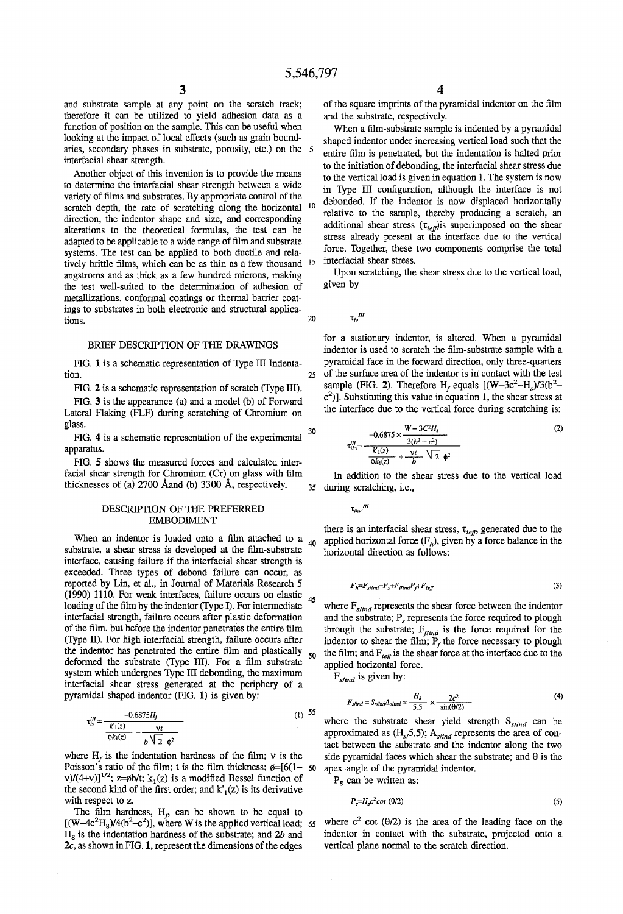and substrate sample at any point on the scratch track; therefore it can be utilized to yield adhesion data as a function of position on the sample. This can be useful when looking at the impact of local effects (such as grain boundaries, secondary phases in substrate, porosity, etc.) on the interfacial shear strength.

Another object of this invention is to provide the means to determine the interfacial shear strength between a wide variety of films and substrates. By appropriate control of the scratch depth, the rate of scratching along the horizontal direction, the indentor shape and size, and corresponding alterations to the theoretical formulas, the test can be adapted to be applicable to a wide range of film and substrate systems. The test can be applied to both ductile and relatively brittle films, which can be as thin as a few thousand angstroms and as thick as a few hundred microns, making the test well-suited to the determination of adhesion of metallizations, conformal coatings or thermal barrier coatings to substrates in both electronic and structural applications.

## BRIEF DESCRIPTION OF THE DRAWINGS

FIG. 1 is a schematic representation of Type III Indentation.

FIG. 2 is a schematic representation of scratch (Type III).

FIG. 3 is the appearance (a) and a model (b) of Forward Lateral Flaking (FLF) during scratching of Chromium on glass.

FIG. 4 is a schematic representation of the experimental apparatus.

FIG. 5 shows the measured forces and calculated interfacial shear strength for Chromium (Cr) on glass with film thicknesses of (a) 2700 Å and (b) 3300 Å, respectively.

## DESCRIPTION OF THE PREFERRED EMBODIMENT

When an indentor is loaded onto a film attached to a substrate, a shear stress is developed at the film-substrate interface, causing failure if the interfacial shear strength is exceeded. Three types of debond failure can occur, as reported by Lin, et al., in Journal of Materials Research 5 (1990) 1110. For weak interfaces, failure occurs on elastic loading of the film by the indentor (Type I). For intermediate interfacial strength, failure occurs after plastic deformation of the film, but before the indentor penetrates the entire film (Type II). For high interfacial strength, failure occurs after the indentor has penetrated the entire film and plastically deformed the substrate (Type III). For a film substrate system which undergoes Type III debonding, the maximum interfacial shear stress generated at the periphery of a pyramidal shaped indentor (FIG. 1) is given by:

$$\tau_{iv}^{III} = \frac{-0.6875 H_f}{\dfrac{k'_1(z)}{\phi k_1(z)} + \dfrac{vt}{b\sqrt{2}\,\phi^2}} \tag{1}$$

where $H_f$ is the indentation hardness of the film; $v$ is the Poisson's ratio of the film; $t$ is the film thickness; $\phi=[6(1-v)/(4+v)]^{1/2}$; $z=\phi b/t$; $k_1(z)$ is a modified Bessel function of the second kind of the first order; and $k'_1(z)$ is its derivative with respect to $z$.

The film hardness, $H_f$, can be shown to be equal to $[(W-4c^2H_S)/4(b^2-c^2)]$, where $W$ is the applied vertical load; $H_S$ is the indentation hardness of the substrate; and $2b$ and $2c$, as shown in FIG. 1, represent the dimensions of the edges of the square imprints of the pyramidal indentor on the film and the substrate, respectively.

When a film-substrate sample is indented by a pyramidal shaped indentor under increasing vertical load such that the entire film is penetrated, but the indentation is halted prior to the initiation of debonding, the interfacial shear stress due to the vertical load is given in equation 1. The system is now in Type III configuration, although the interface is not debonded. If the indentor is now displaced horizontally relative to the sample, thereby producing a scratch, an additional shear stress ($\tau_{ieff}$) is superimposed on the shear stress already present at the interface due to the vertical force. Together, these two components comprise the total interfacial shear stress.

Upon scratching, the shear stress due to the vertical load, given by

$$\tau_{iv}^{III}$$

for a stationary indentor, is altered. When a pyramidal indentor is used to scratch the film-substrate sample with a pyramidal face in the forward direction, only three-quarters of the surface area of the indentor is in contact with the test sample (FIG. 2). Therefore $H_f$ equals $[(W-3c^2-H_s)/3(b^2-c^2)]$. Substituting this value in equation 1, the shear stress at the interface due to the vertical force during scratching is:

$$\tau_{ihv}^{III} = \frac{-0.6875 \times \dfrac{W-3C^2H_s}{3(b^2-c^2)}}{\dfrac{k'_1(z)}{\phi k_1(z)} + \dfrac{vt}{b}\sqrt{2}\,\phi^2} \tag{2}$$

In addition to the shear stress due to the vertical load during scratching, i.e.,

$$\tau_{ihv}^{III}$$

there is an interfacial shear stress, $\tau_{ieff}$, generated due to the applied horizontal force ($F_h$), given by a force balance in the horizontal direction as follows:

$$F_h = F_{slind} + P_s + F_{flind} P_f + F_{ieff} \tag{3}$$

where $F_{slind}$ represents the shear force between the indentor and the substrate; $P_s$ represents the force required to plough through the substrate; $F_{flind}$ is the force required for the indentor to shear the film; $P_f$ the force necessary to plough the film; and $F_{ieff}$ is the shear force at the interface due to the applied horizontal force.

$F_{slind}$ is given by:

$$F_{slind} = S_{slind} A_{slind} \approx \frac{H_s}{5.5} \times \frac{2c^2}{\sin(\theta/2)} \tag{4}$$

where the substrate shear yield strength $S_{slind}$ can be approximated as $(H_s/5.5)$; $A_{slind}$ represents the area of contact between the substrate and the indentor along the two side pyramidal faces which shear the substrate; and $\theta$ is the apex angle of the pyramidal indentor.

$P_S$ can be written as:

$$P_s = H_s c^2 \cot(\theta/2) \tag{5}$$

where $c^2 \cot(\theta/2)$ is the area of the leading face on the indentor in contact with the substrate, projected onto a vertical plane normal to the scratch direction.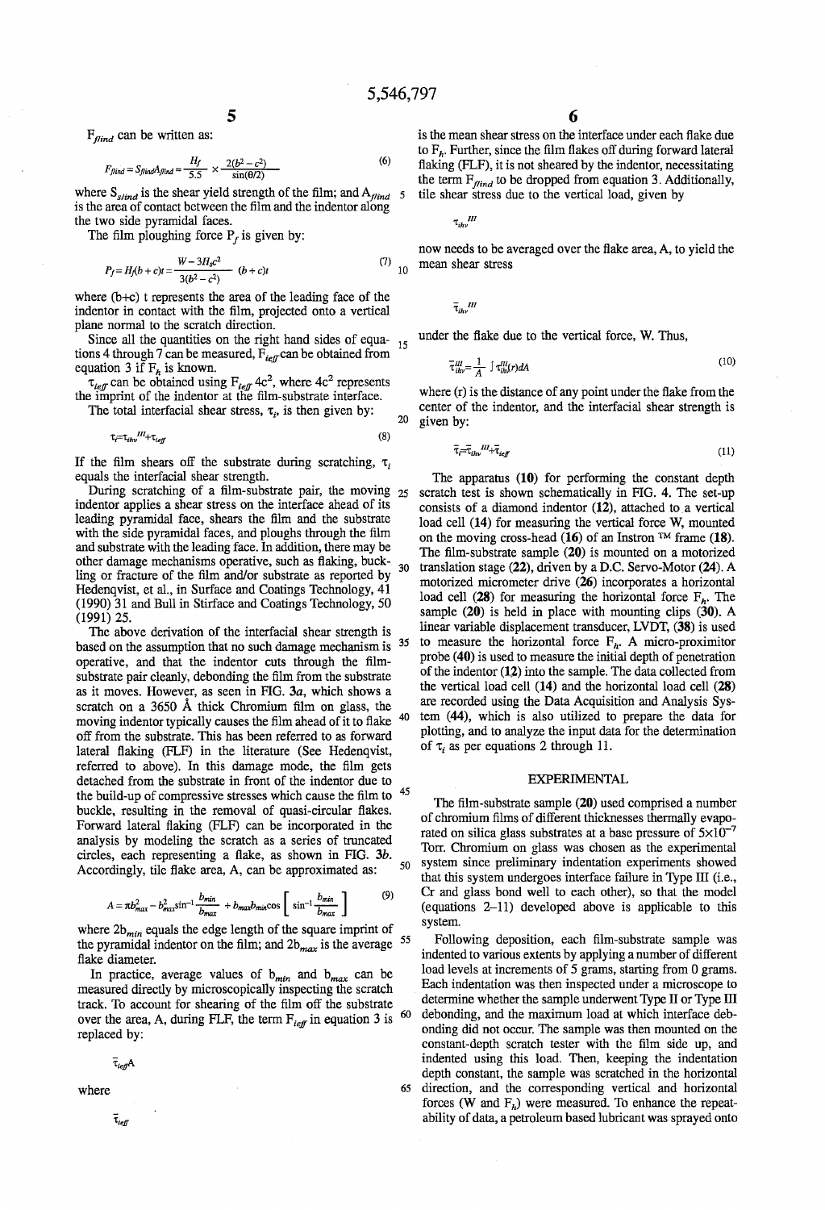$F_{flind}$ can be written as:

$$F_{flind} = S_{flind} A_{flind} \approx \frac{H_f}{5.5} \times \frac{2(b^2 - c^2)}{\sin(\theta/2)} \tag{6}$$

where $S_{flind}$ is the shear yield strength of the film; and $A_{flind}$ is the area of contact between the film and the indentor along the two side pyramidal faces.

The film ploughing force $P_f$ is given by:

$$P_f = H_f(b+c)t = \frac{W - 3H_s c^2}{3(b^2 - c^2)} (b+c)t \tag{7}$$

where (b+c) t represents the area of the leading face of the indentor in contact with the film, projected onto a vertical plane normal to the scratch direction.

Since all the quantities on the right hand sides of equations 4 through 7 can be measured, $F_{ieff}$ can be obtained from equation 3 if $F_h$ is known.

$\tau_{ieff}$ can be obtained using $F_{ieff}$ $4c^2$, where $4c^2$ represents the imprint of the indentor at the film-substrate interface.

The total interfacial shear stress, $\tau_i$, is then given by:

$$\tau_i = \tau_{ihv}^{III} + \tau_{ieff} \tag{8}$$

If the film shears off the substrate during scratching, $\tau_i$ equals the interfacial shear strength.

During scratching of a film-substrate pair, the moving indentor applies a shear stress on the interface ahead of its leading pyramidal face, shears the film and the substrate with the side pyramidal faces, and ploughs through the film and substrate with the leading face. In addition, there may be other damage mechanisms operative, such as flaking, buckling or fracture of the film and/or substrate as reported by Hedenqvist, et al., in Surface and Coatings Technology, 41 (1990) 31 and Bull in Stirface and Coatings Technology, 50 (1991) 25.

The above derivation of the interfacial shear strength is based on the assumption that no such damage mechanism is operative, and that the indentor cuts through the film-substrate pair cleanly, debonding the film from the substrate as it moves. However, as seen in FIG. 3a, which shows a scratch on a 3650 Å thick Chromium film on glass, the moving indentor typically causes the film ahead of it to flake off from the substrate. This has been referred to as forward lateral flaking (FLF) in the literature (See Hedenqvist, referred to above). In this damage mode, the film gets detached from the substrate in front of the indentor due to the build-up of compressive stresses which cause the film to buckle, resulting in the removal of quasi-circular flakes. Forward lateral flaking (FLF) can be incorporated in the analysis by modeling the scratch as a series of truncated circles, each representing a flake, as shown in FIG. 3b. Accordingly, tile flake area, A, can be approximated as:

$$A = \pi b_{max}^2 - b_{max}^2 \sin^{-1}\frac{b_{min}}{b_{max}} + b_{max} b_{min} \cos\left[\sin^{-1}\frac{b_{min}}{b_{max}}\right] \tag{9}$$

where $2b_{min}$ equals the edge length of the square imprint of the pyramidal indentor on the film; and $2b_{max}$ is the average flake diameter.

In practice, average values of $b_{min}$ and $b_{max}$ can be measured directly by microscopically inspecting the scratch track. To account for shearing of the film off the substrate over the area, A, during FLF, the term $F_{ieff}$ in equation 3 is replaced by:

$$\bar{\tau}_{ieff} A$$

where

$$\bar{\tau}_{ieff}$$

is the mean shear stress on the interface under each flake due to $F_h$. Further, since the film flakes off during forward lateral flaking (FLF), it is not sheared by the indentor, necessitating the term $F_{flind}$ to be dropped from equation 3. Additionally, tile shear stress due to the vertical load, given by

$$\tau_{ihv}^{III}$$

now needs to be averaged over the flake area, A, to yield the mean shear stress

$$\bar{\tau}_{ihv}^{III}$$

under the flake due to the vertical force, W. Thus,

$$\bar{\tau}_{ihv}^{III} = \frac{1}{A} \int \tau_{ihv}^{III}(r) dA \tag{10}$$

where (r) is the distance of any point under the flake from the center of the indentor, and the interfacial shear strength is given by:

$$\bar{\tau}_i = \bar{\tau}_{ihv}^{III} + \bar{\tau}_{ieff} \tag{11}$$

The apparatus (10) for performing the constant depth scratch test is shown schematically in FIG. 4. The set-up consists of a diamond indentor (12), attached to a vertical load cell (14) for measuring the vertical force W, mounted on the moving cross-head (16) of an Instron ™ frame (18). The film-substrate sample (20) is mounted on a motorized translation stage (22), driven by a D.C. Servo-Motor (24). A motorized micrometer drive (26) incorporates a horizontal load cell (28) for measuring the horizontal force $F_h$. The sample (20) is held in place with mounting clips (30). A linear variable displacement transducer, LVDT, (38) is used to measure the horizontal force $F_h$. A micro-proximitor probe (40) is used to measure the initial depth of penetration of the indentor (12) into the sample. The data collected from the vertical load cell (14) and the horizontal load cell (28) are recorded using the Data Acquisition and Analysis System (44), which is also utilized to prepare the data for plotting, and to analyze the input data for the determination of $\tau_i$ as per equations 2 through 11.

## EXPERIMENTAL

The film-substrate sample (20) used comprised a number of chromium films of different thicknesses thermally evaporated on silica glass substrates at a base pressure of $5 \times 10^{-7}$ Torr. Chromium on glass was chosen as the experimental system since preliminary indentation experiments showed that this system undergoes interface failure in Type III (i.e., Cr and glass bond well to each other), so that the model (equations 2–11) developed above is applicable to this system.

Following deposition, each film-substrate sample was indented to various extents by applying a number of different load levels at increments of 5 grams, starting from 0 grams. Each indentation was then inspected under a microscope to determine whether the sample underwent Type II or Type III debonding, and the maximum load at which interface debonding did not occur. The sample was then mounted on the constant-depth scratch tester with the film side up, and indented using this load. Then, keeping the indentation depth constant, the sample was scratched in the horizontal direction, and the corresponding vertical and horizontal forces (W and $F_h$) were measured. To enhance the repeatability of data, a petroleum based lubricant was sprayed onto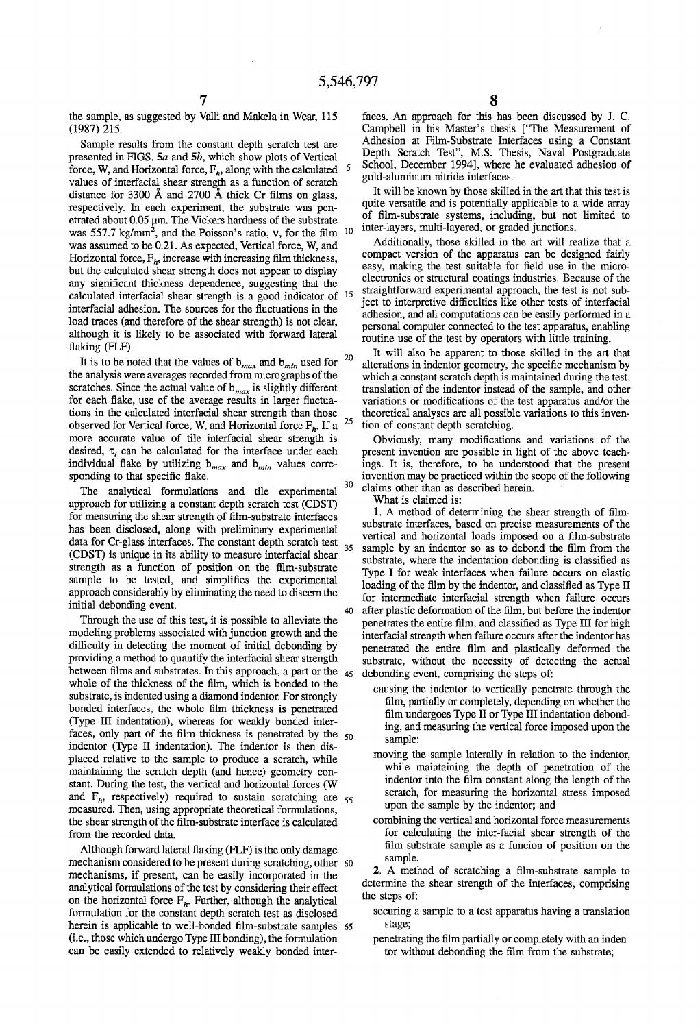the sample, as suggested by Valli and Makela in Wear, 115 (1987) 215.

Sample results from the constant depth scratch test are presented in FIGS. 5*a* and 5*b*, which show plots of Vertical force, W, and Horizontal force, $F_h$, along with the calculated values of interfacial shear strength as a function of scratch distance for 3300 Å and 2700 Å thick Cr films on glass, respectively. In each experiment, the substrate was penetrated about 0.05 μm. The Vickers hardness of the substrate was 557.7 kg/mm$^2$, and the Poisson's ratio, ν, for the film was assumed to be 0.21. As expected, Vertical force, W, and Horizontal force, $F_h$, increase with increasing film thickness, but the calculated shear strength does not appear to display any significant thickness dependence, suggesting that the calculated interfacial shear strength is a good indicator of interfacial adhesion. The sources for the fluctuations in the load traces (and therefore of the shear strength) is not clear, although it is likely to be associated with forward lateral flaking (FLF).

It is to be noted that the values of $b_{max}$ and $b_{min}$ used for the analysis were averages recorded from micrographs of the scratches. Since the actual value of $b_{max}$ is slightly different for each flake, use of the average results in larger fluctuations in the calculated interfacial shear strength than those observed for Vertical force, W, and Horizontal force $F_h$. If a more accurate value of tile interfacial shear strength is desired, $\tau_i$ can be calculated for the interface under each individual flake by utilizing $b_{max}$ and $b_{min}$ values corresponding to that specific flake.

The analytical formulations and tile experimental approach for utilizing a constant depth scratch test (CDST) for measuring the shear strength of film-substrate interfaces has been disclosed, along with preliminary experimental data for Cr-glass interfaces. The constant depth scratch test (CDST) is unique in its ability to measure interfacial shear strength as a function of position on the film-substrate sample to be tested, and simplifies the experimental approach considerably by eliminating the need to discern the initial debonding event.

Through the use of this test, it is possible to alleviate the modeling problems associated with junction growth and the difficulty in detecting the moment of initial debonding by providing a method to quantify the interfacial shear strength between films and substrates. In this approach, a part or the whole of the thickness of the film, which is bonded to the substrate, is indented using a diamond indentor. For strongly bonded interfaces, the whole film thickness is penetrated (Type III indentation), whereas for weakly bonded interfaces, only part of the film thickness is penetrated by the indentor (Type II indentation). The indentor is then displaced relative to the sample to produce a scratch, while maintaining the scratch depth (and hence) geometry constant. During the test, the vertical and horizontal forces (W and $F_h$, respectively) required to sustain scratching are measured. Then, using appropriate theoretical formulations, the shear strength of the film-substrate interface is calculated from the recorded data.

Although forward lateral flaking (FLF) is the only damage mechanism considered to be present during scratching, other mechanisms, if present, can be easily incorporated in the analytical formulations of the test by considering their effect on the horizontal force $F_h$. Further, although the analytical formulation for the constant depth scratch test as disclosed herein is applicable to well-bonded film-substrate samples (i.e., those which undergo Type III bonding), the formulation can be easily extended to relatively weakly bonded interfaces. An approach for this has been discussed by J. C. Campbell in his Master's thesis ["The Measurement of Adhesion at Film-Substrate Interfaces using a Constant Depth Scratch Test", M.S. Thesis, Naval Postgraduate School, December 1994], where he evaluated adhesion of gold-aluminum nitride interfaces.

It will be known by those skilled in the art that this test is quite versatile and is potentially applicable to a wide array of film-substrate systems, including, but not limited to inter-layers, multi-layered, or graded junctions.

Additionally, those skilled in the art will realize that a compact version of the apparatus can be designed fairly easy, making the test suitable for field use in the microelectronics or structural coatings industries. Because of the straightforward experimental approach, the test is not subject to interpretive difficulties like other tests of interfacial adhesion, and all computations can be easily performed in a personal computer connected to the test apparatus, enabling routine use of the test by operators with little training.

It will also be apparent to those skilled in the art that alterations in indentor geometry, the specific mechanism by which a constant scratch depth is maintained during the test, translation of the indentor instead of the sample, and other variations or modifications of the test apparatus and/or the theoretical analyses are all possible variations to this invention of constant-depth scratching.

Obviously, many modifications and variations of the present invention are possible in light of the above teachings. It is, therefore, to be understood that the present invention may be practiced within the scope of the following claims other than as described herein.

What is claimed is:

1. A method of determining the shear strength of film-substrate interfaces, based on precise measurements of the vertical and horizontal loads imposed on a film-substrate sample by an indentor so as to debond the film from the substrate, where the indentation debonding is classified as Type I for weak interfaces when failure occurs on elastic loading of the film by the indentor, and classified as Type II for intermediate interfacial strength when failure occurs after plastic deformation of the film, but before the indentor penetrates the entire film, and classified as Type III for high interfacial strength when failure occurs after the indentor has penetrated the entire film and plastically deformed the substrate, without the necessity of detecting the actual debonding event, comprising the steps of:

causing the indentor to vertically penetrate through the film, partially or completely, depending on whether the film undergoes Type II or Type III indentation debonding, and measuring the vertical force imposed upon the sample;

moving the sample laterally in relation to the indentor, while maintaining the depth of penetration of the indentor into the film constant along the length of the scratch, for measuring the horizontal stress imposed upon the sample by the indentor; and

combining the vertical and horizontal force measurements for calculating the inter-facial shear strength of the film-substrate sample as a funcion of position on the sample.

2. A method of scratching a film-substrate sample to determine the shear strength of the interfaces, comprising the steps of:

securing a sample to a test apparatus having a translation stage;

penetrating the film partially or completely with an indentor without debonding the film from the substrate;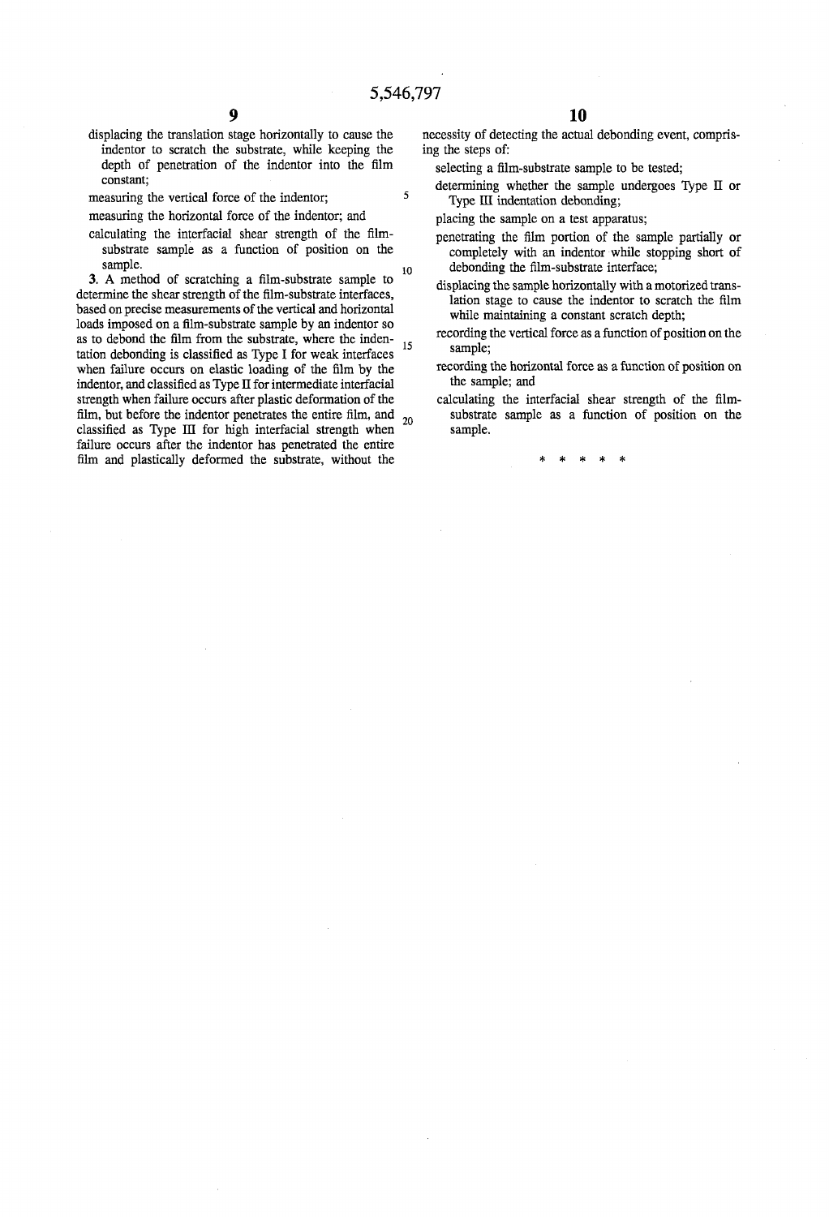displacing the translation stage horizontally to cause the indentor to scratch the substrate, while keeping the depth of penetration of the indentor into the film constant;

measuring the vertical force of the indentor;

measuring the horizontal force of the indentor; and

calculating the interfacial shear strength of the film-substrate sample as a function of position on the sample.

3. A method of scratching a film-substrate sample to determine the shear strength of the film-substrate interfaces, based on precise measurements of the vertical and horizontal loads imposed on a film-substrate sample by an indentor so as to debond the film from the substrate, where the indentation debonding is classified as Type I for weak interfaces when failure occurs on elastic loading of the film by the indentor, and classified as Type II for intermediate interfacial strength when failure occurs after plastic deformation of the film, but before the indentor penetrates the entire film, and classified as Type III for high interfacial strength when failure occurs after the indentor has penetrated the entire film and plastically deformed the substrate, without the necessity of detecting the actual debonding event, comprising the steps of:

selecting a film-substrate sample to be tested;

determining whether the sample undergoes Type II or Type III indentation debonding;

placing the sample on a test apparatus;

penetrating the film portion of the sample partially or completely with an indentor while stopping short of debonding the film-substrate interface;

displacing the sample horizontally with a motorized translation stage to cause the indentor to scratch the film while maintaining a constant scratch depth;

recording the vertical force as a function of position on the sample;

recording the horizontal force as a function of position on the sample; and

calculating the interfacial shear strength of the film-substrate sample as a function of position on the sample.

* * * * *